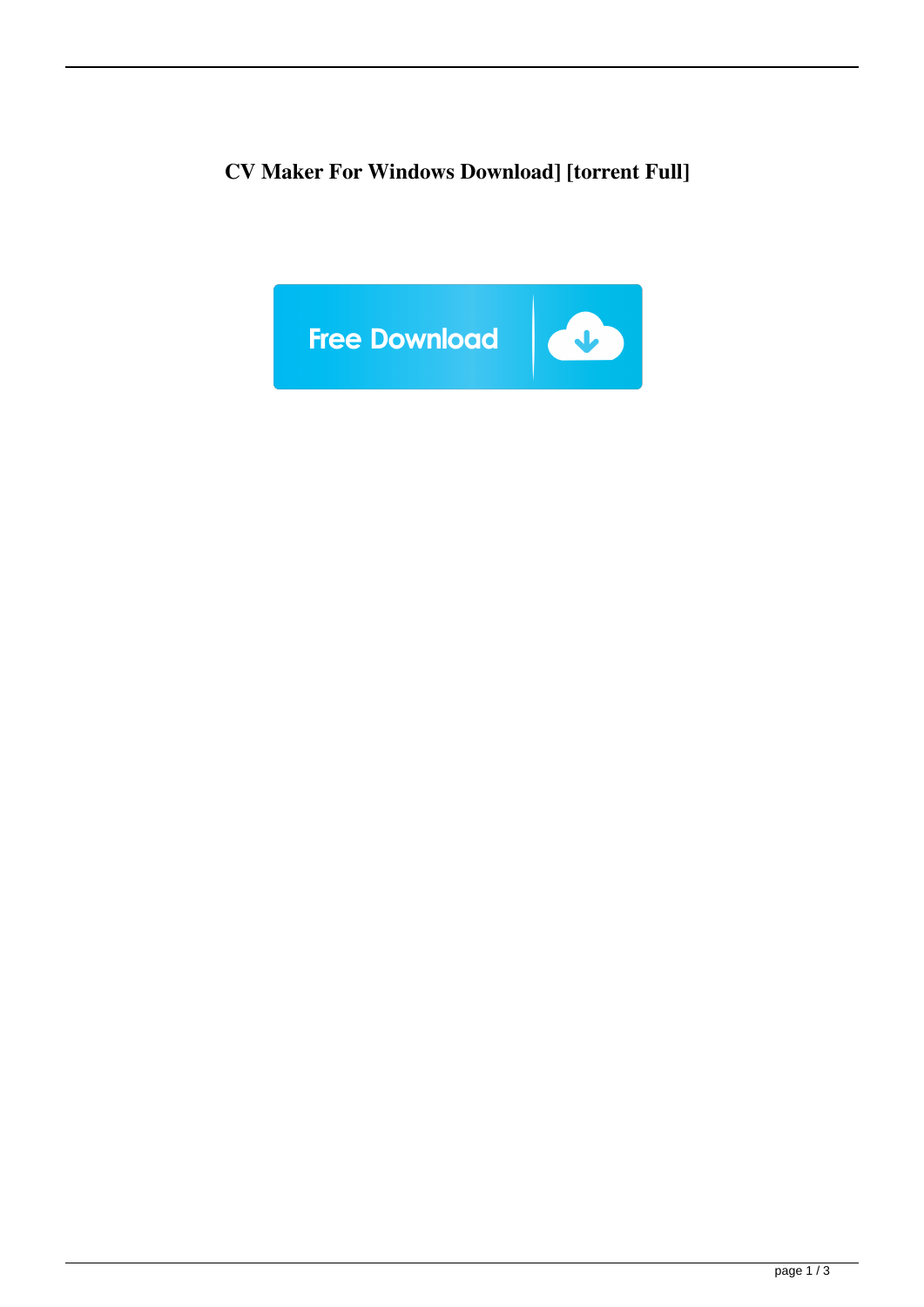**CV Maker For Windows Download] [torrent Full]**

Free Download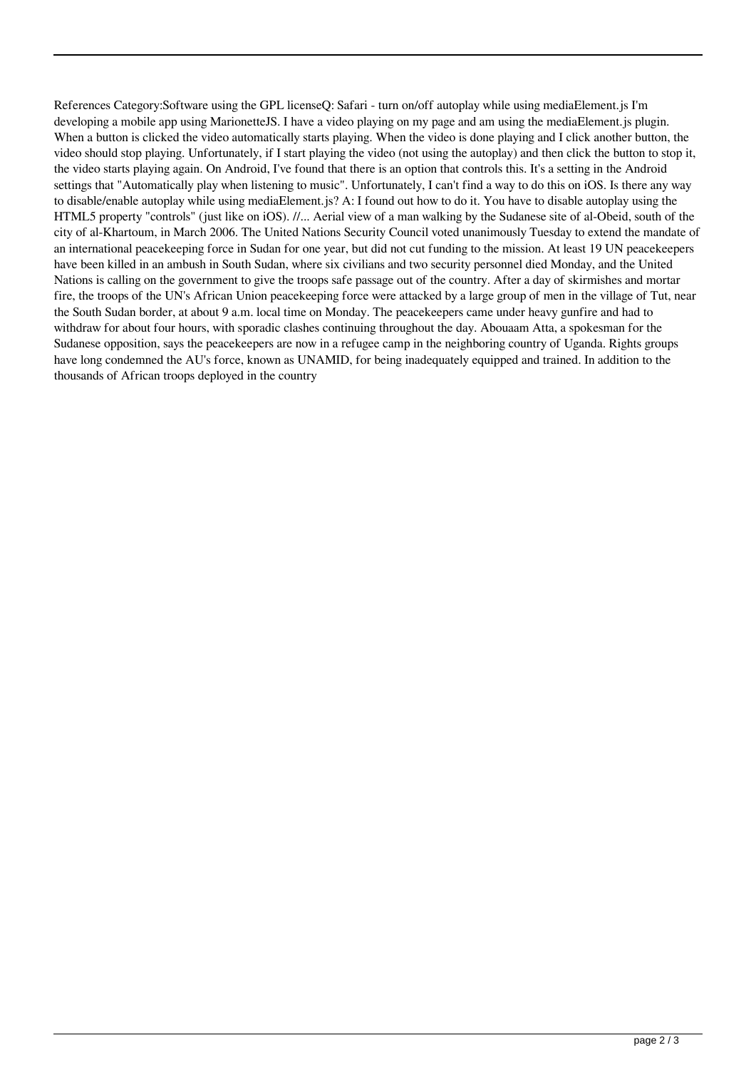References Category:Software using the GPL licenseQ: Safari - turn on/off autoplay while using mediaElement.js I'm developing a mobile app using MarionetteJS. I have a video playing on my page and am using the mediaElement.js plugin. When a button is clicked the video automatically starts playing. When the video is done playing and I click another button, the video should stop playing. Unfortunately, if I start playing the video (not using the autoplay) and then click the button to stop it, the video starts playing again. On Android, I've found that there is an option that controls this. It's a setting in the Android settings that "Automatically play when listening to music". Unfortunately, I can't find a way to do this on iOS. Is there any way to disable/enable autoplay while using mediaElement.js? A: I found out how to do it. You have to disable autoplay using the HTML5 property "controls" (just like on iOS). //... Aerial view of a man walking by the Sudanese site of al-Obeid, south of the city of al-Khartoum, in March 2006. The United Nations Security Council voted unanimously Tuesday to extend the mandate of an international peacekeeping force in Sudan for one year, but did not cut funding to the mission. At least 19 UN peacekeepers have been killed in an ambush in South Sudan, where six civilians and two security personnel died Monday, and the United Nations is calling on the government to give the troops safe passage out of the country. After a day of skirmishes and mortar fire, the troops of the UN's African Union peacekeeping force were attacked by a large group of men in the village of Tut, near the South Sudan border, at about 9 a.m. local time on Monday. The peacekeepers came under heavy gunfire and had to withdraw for about four hours, with sporadic clashes continuing throughout the day. Abouaam Atta, a spokesman for the Sudanese opposition, says the peacekeepers are now in a refugee camp in the neighboring country of Uganda. Rights groups have long condemned the AU's force, known as UNAMID, for being inadequately equipped and trained. In addition to the thousands of African troops deployed in the country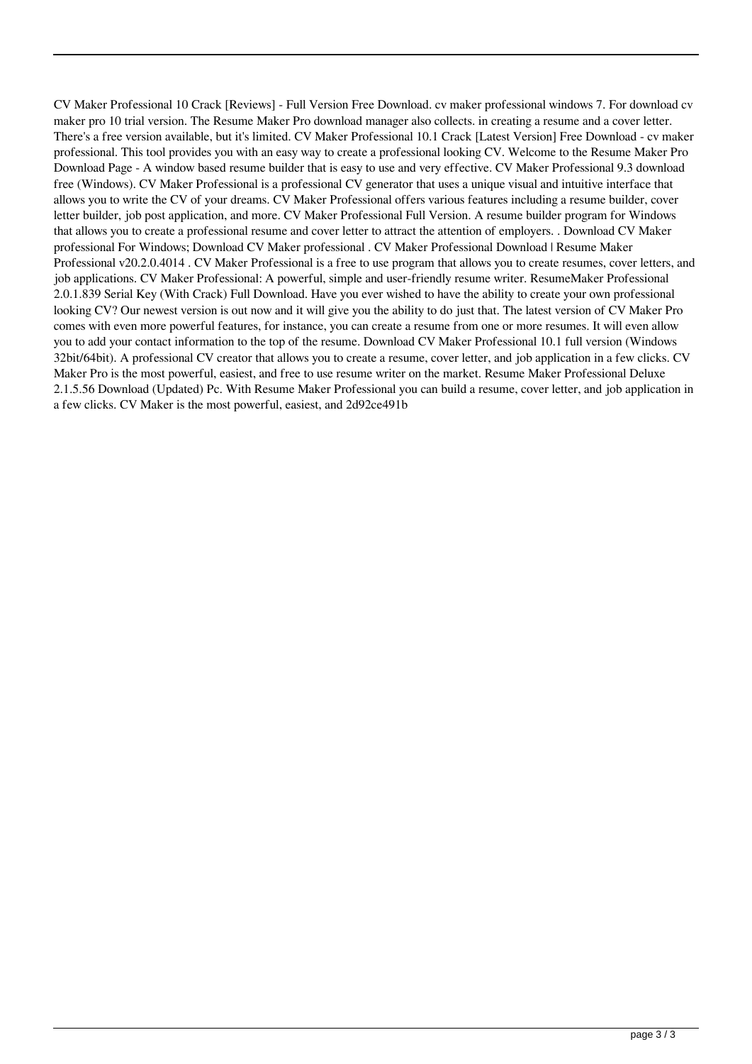CV Maker Professional 10 Crack [Reviews] - Full Version Free Download. cv maker professional windows 7. For download cv maker pro 10 trial version. The Resume Maker Pro download manager also collects. in creating a resume and a cover letter. There's a free version available, but it's limited. CV Maker Professional 10.1 Crack [Latest Version] Free Download - cv maker professional. This tool provides you with an easy way to create a professional looking CV. Welcome to the Resume Maker Pro Download Page - A window based resume builder that is easy to use and very effective. CV Maker Professional 9.3 download free (Windows). CV Maker Professional is a professional CV generator that uses a unique visual and intuitive interface that allows you to write the CV of your dreams. CV Maker Professional offers various features including a resume builder, cover letter builder, job post application, and more. CV Maker Professional Full Version. A resume builder program for Windows that allows you to create a professional resume and cover letter to attract the attention of employers. . Download CV Maker professional For Windows; Download CV Maker professional . CV Maker Professional Download | Resume Maker Professional v20.2.0.4014 . CV Maker Professional is a free to use program that allows you to create resumes, cover letters, and job applications. CV Maker Professional: A powerful, simple and user-friendly resume writer. ResumeMaker Professional 2.0.1.839 Serial Key (With Crack) Full Download. Have you ever wished to have the ability to create your own professional looking CV? Our newest version is out now and it will give you the ability to do just that. The latest version of CV Maker Pro comes with even more powerful features, for instance, you can create a resume from one or more resumes. It will even allow you to add your contact information to the top of the resume. Download CV Maker Professional 10.1 full version (Windows 32bit/64bit). A professional CV creator that allows you to create a resume, cover letter, and job application in a few clicks. CV Maker Pro is the most powerful, easiest, and free to use resume writer on the market. Resume Maker Professional Deluxe 2.1.5.56 Download (Updated) Pc. With Resume Maker Professional you can build a resume, cover letter, and job application in a few clicks. CV Maker is the most powerful, easiest, and 2d92ce491b